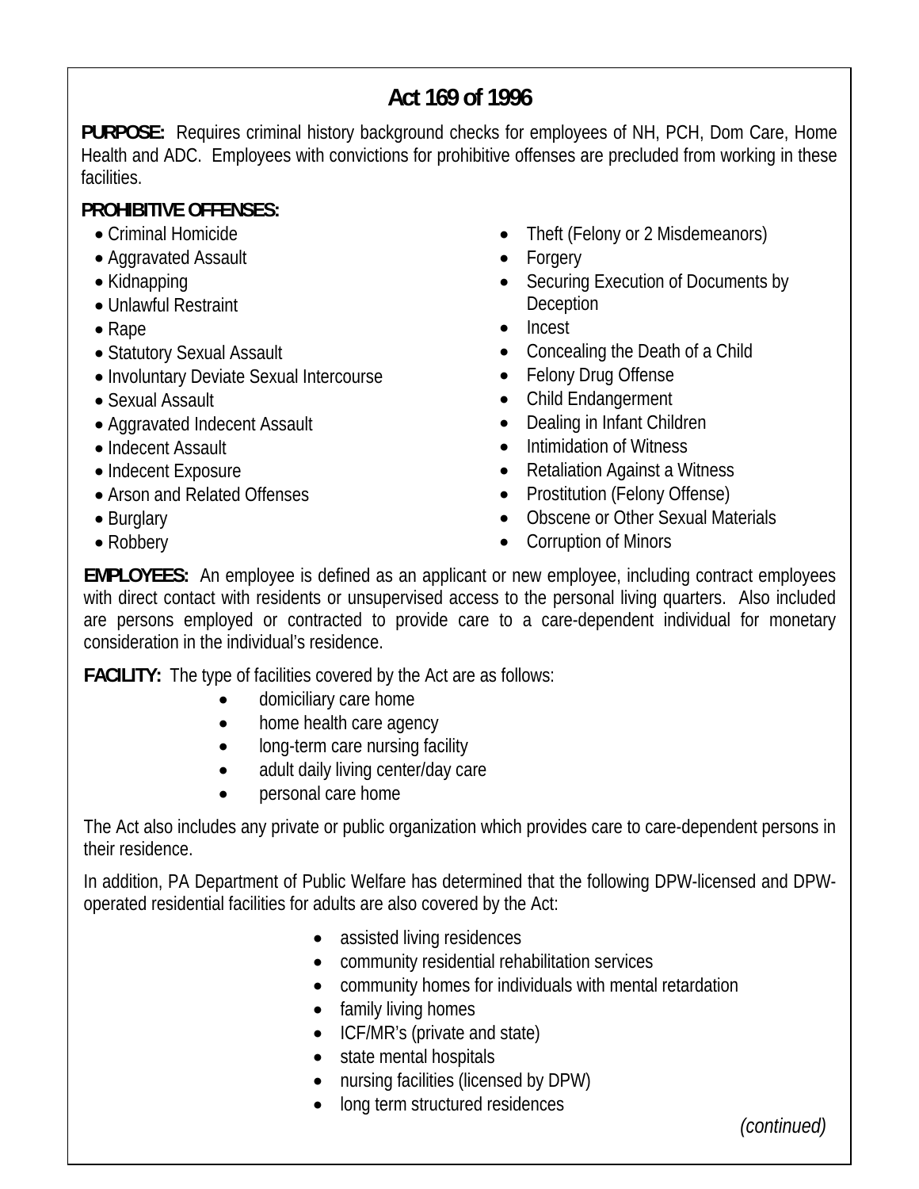# Act 169 of 1996

**PURPOSE:** Requires criminal history background checks for employees of NH, PCH, Dom Care, Home Health and ADC. Employees with convictions for prohibitive offenses are precluded from working in these facilities.

**PROHIBITIVE OFFENSES:**

- Criminal Homicide
- Aggravated Assault
- Kidnapping
- Unlawful Restraint
- Rape
- Statutory Sexual Assault
- Involuntary Deviate Sexual Intercourse
- Sexual Assault
- Aggravated Indecent Assault
- Indecent Assault
- Indecent Exposure
- Arson and Related Offenses
- Burglary
- Robbery
- Theft (Felony or 2 Misdemeanors)
- Forgery
- Securing Execution of Documents by Deception
- Incest
- Concealing the Death of a Child
- Felony Drug Offense
- Child Endangerment
- Dealing in Infant Children
- Intimidation of Witness
- Retaliation Against a Witness
- Prostitution (Felony Offense)
- Obscene or Other Sexual Materials
- Corruption of Minors

**EMPLOYEES:** An employee is defined as an applicant or new employee, including contract employees with direct contact with residents or unsupervised access to the personal living quarters. Also included are persons employed or contracted to provide care to a care-dependent individual for monetary consideration in the individual's residence.

**FACILITY:** The type of facilities covered by the Act are as follows:

- domiciliary care home
- home health care agency
- long-term care nursing facility
- adult daily living center/day care
- personal care home

The Act also includes any private or public organization which provides care to care-dependent persons in their residence.

In addition, PA Department of Public Welfare has determined that the following DPW-licensed and DPW-operated residential facilities for adults are also covered by the Act:

- assisted living residences
- community residential rehabilitation services
- community homes for individuals with mental retardation
- family living homes
- ICF/MR's (private and state)
- state mental hospitals
- nursing facilities (licensed by DPW)
- long term structured residences

*(continued)*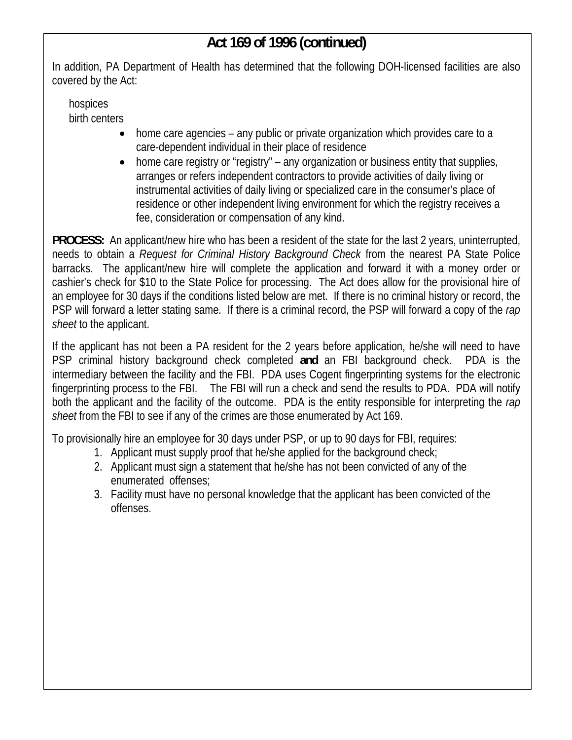## Act 169 of 1996 (continued)

In addition, PA Department of Health has determined that the following DOH-licensed facilities are also covered by the Act:

hospices
birth centers

- home care agencies – any public or private organization which provides care to a care-dependent individual in their place of residence
- home care registry or "registry" – any organization or business entity that supplies, arranges or refers independent contractors to provide activities of daily living or instrumental activities of daily living or specialized care in the consumer's place of residence or other independent living environment for which the registry receives a fee, consideration or compensation of any kind.

**PROCESS:** An applicant/new hire who has been a resident of the state for the last 2 years, uninterrupted, needs to obtain a *Request for Criminal History Background Check* from the nearest PA State Police barracks. The applicant/new hire will complete the application and forward it with a money order or cashier's check for $10 to the State Police for processing. The Act does allow for the provisional hire of an employee for 30 days if the conditions listed below are met. If there is no criminal history or record, the PSP will forward a letter stating same. If there is a criminal record, the PSP will forward a copy of the *rap sheet* to the applicant.

If the applicant has not been a PA resident for the 2 years before application, he/she will need to have PSP criminal history background check completed **and** an FBI background check. PDA is the intermediary between the facility and the FBI. PDA uses Cogent fingerprinting systems for the electronic fingerprinting process to the FBI. The FBI will run a check and send the results to PDA. PDA will notify both the applicant and the facility of the outcome. PDA is the entity responsible for interpreting the *rap sheet* from the FBI to see if any of the crimes are those enumerated by Act 169.

To provisionally hire an employee for 30 days under PSP, or up to 90 days for FBI, requires:

1. Applicant must supply proof that he/she applied for the background check;
2. Applicant must sign a statement that he/she has not been convicted of any of the enumerated offenses;
3. Facility must have no personal knowledge that the applicant has been convicted of the offenses.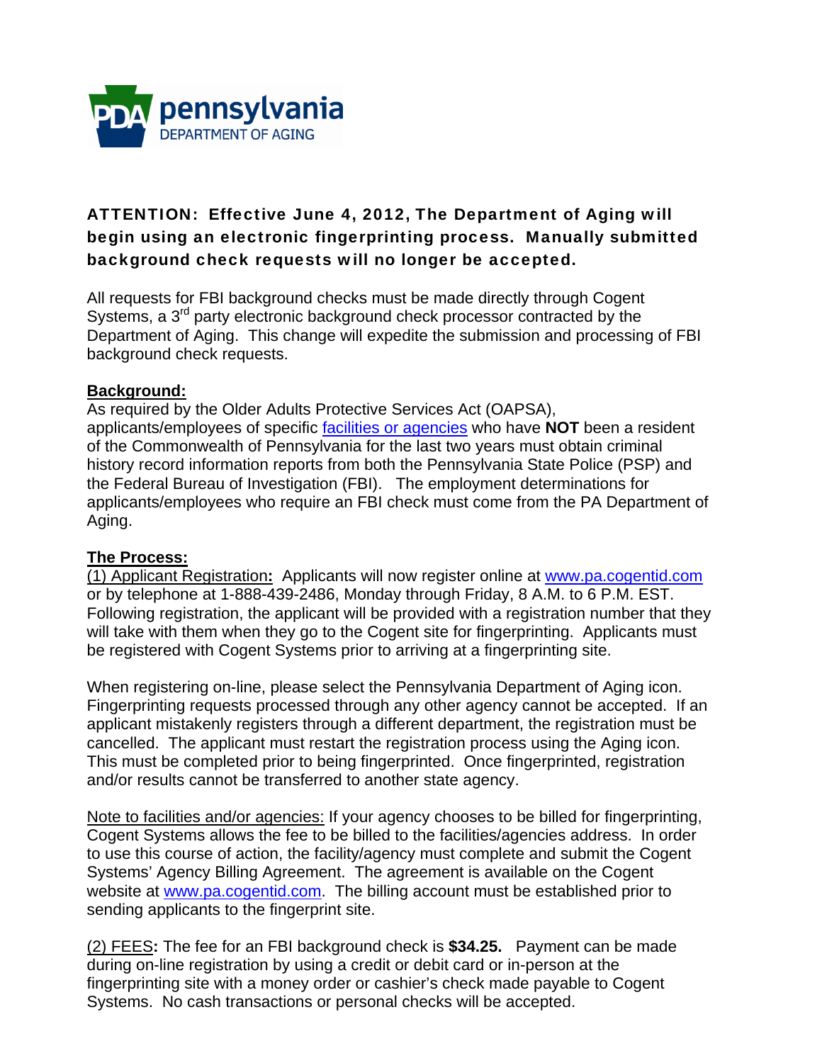pennsylvania
DEPARTMENT OF AGING

**ATTENTION: Effective June 4, 2012, The Department of Aging will begin using an electronic fingerprinting process. Manually submitted background check requests will no longer be accepted.**

All requests for FBI background checks must be made directly through Cogent Systems, a 3rd party electronic background check processor contracted by the Department of Aging. This change will expedite the submission and processing of FBI background check requests.

**Background:**

As required by the Older Adults Protective Services Act (OAPSA), applicants/employees of specific facilities or agencies who have **NOT** been a resident of the Commonwealth of Pennsylvania for the last two years must obtain criminal history record information reports from both the Pennsylvania State Police (PSP) and the Federal Bureau of Investigation (FBI). The employment determinations for applicants/employees who require an FBI check must come from the PA Department of Aging.

**The Process:**

(1) Applicant Registration**:** Applicants will now register online at www.pa.cogentid.com or by telephone at 1-888-439-2486, Monday through Friday, 8 A.M. to 6 P.M. EST. Following registration, the applicant will be provided with a registration number that they will take with them when they go to the Cogent site for fingerprinting. Applicants must be registered with Cogent Systems prior to arriving at a fingerprinting site.

When registering on-line, please select the Pennsylvania Department of Aging icon. Fingerprinting requests processed through any other agency cannot be accepted. If an applicant mistakenly registers through a different department, the registration must be cancelled. The applicant must restart the registration process using the Aging icon. This must be completed prior to being fingerprinted. Once fingerprinted, registration and/or results cannot be transferred to another state agency.

Note to facilities and/or agencies: If your agency chooses to be billed for fingerprinting, Cogent Systems allows the fee to be billed to the facilities/agencies address. In order to use this course of action, the facility/agency must complete and submit the Cogent Systems' Agency Billing Agreement. The agreement is available on the Cogent website at www.pa.cogentid.com. The billing account must be established prior to sending applicants to the fingerprint site.

(2) FEES**:** The fee for an FBI background check is **$34.25.** Payment can be made during on-line registration by using a credit or debit card or in-person at the fingerprinting site with a money order or cashier's check made payable to Cogent Systems. No cash transactions or personal checks will be accepted.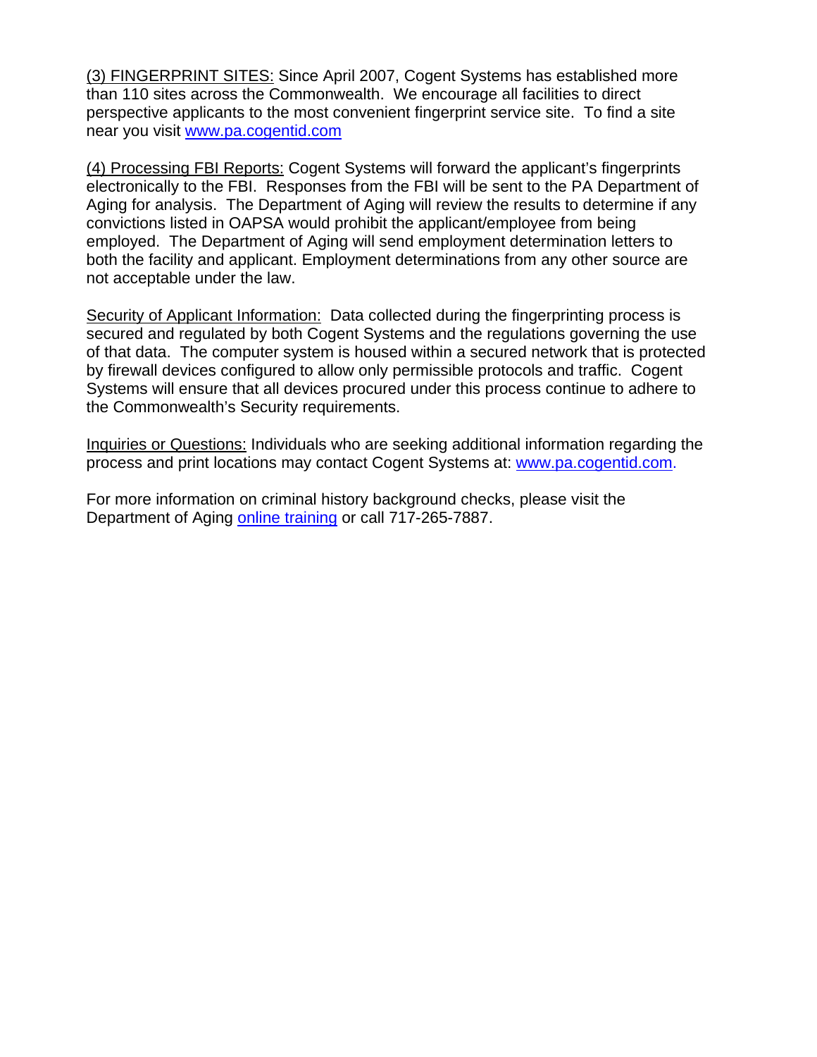<u>(3) FINGERPRINT SITES:</u> Since April 2007, Cogent Systems has established more than 110 sites across the Commonwealth. We encourage all facilities to direct perspective applicants to the most convenient fingerprint service site. To find a site near you visit [www.pa.cogentid.com](http://www.pa.cogentid.com)

<u>(4) Processing FBI Reports:</u> Cogent Systems will forward the applicant's fingerprints electronically to the FBI. Responses from the FBI will be sent to the PA Department of Aging for analysis. The Department of Aging will review the results to determine if any convictions listed in OAPSA would prohibit the applicant/employee from being employed. The Department of Aging will send employment determination letters to both the facility and applicant. Employment determinations from any other source are not acceptable under the law.

<u>Security of Applicant Information:</u> Data collected during the fingerprinting process is secured and regulated by both Cogent Systems and the regulations governing the use of that data. The computer system is housed within a secured network that is protected by firewall devices configured to allow only permissible protocols and traffic. Cogent Systems will ensure that all devices procured under this process continue to adhere to the Commonwealth's Security requirements.

<u>Inquiries or Questions:</u> Individuals who are seeking additional information regarding the process and print locations may contact Cogent Systems at: [www.pa.cogentid.com](http://www.pa.cogentid.com).

For more information on criminal history background checks, please visit the Department of Aging online training or call 717-265-7887.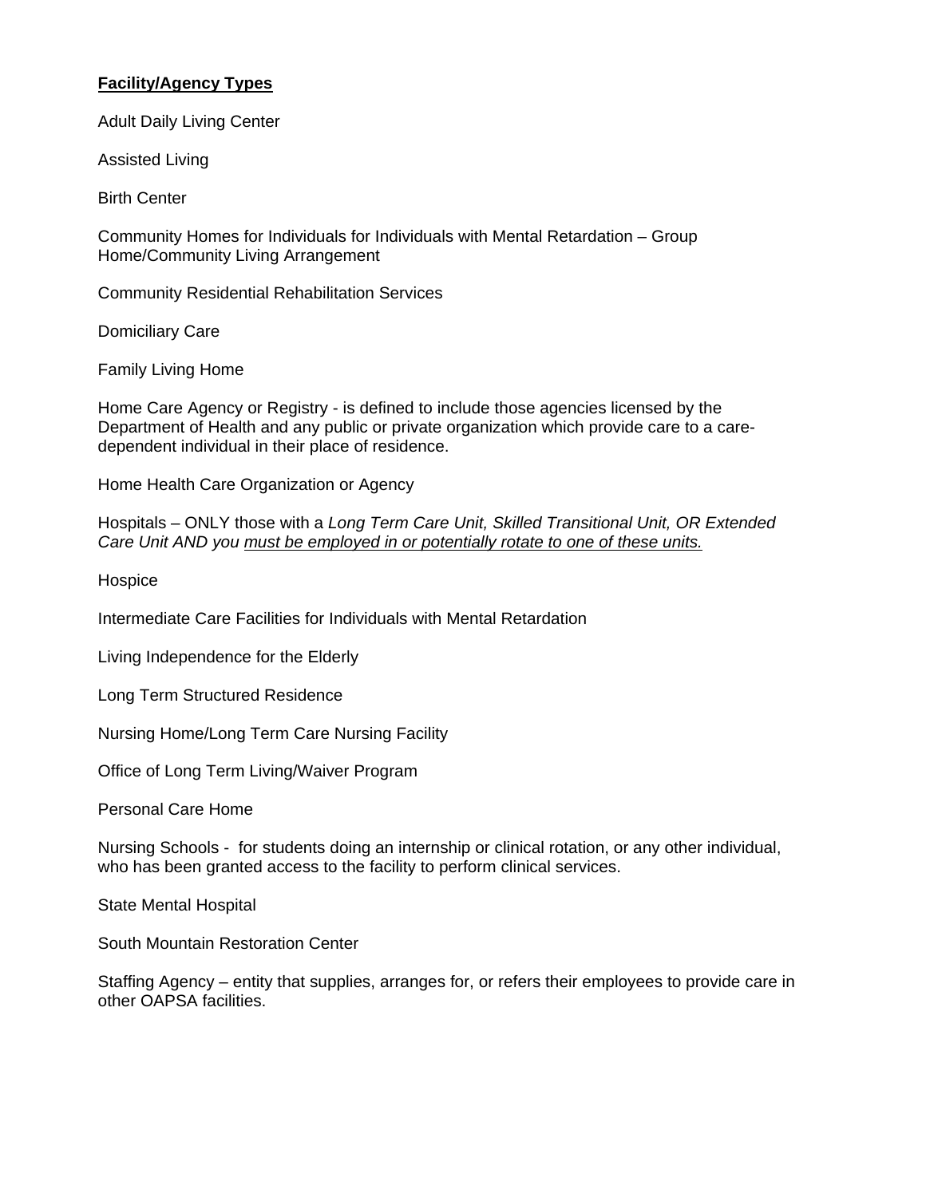**<u>Facility/Agency Types</u>**

Adult Daily Living Center

Assisted Living

Birth Center

Community Homes for Individuals for Individuals with Mental Retardation – Group Home/Community Living Arrangement

Community Residential Rehabilitation Services

Domiciliary Care

Family Living Home

Home Care Agency or Registry - is defined to include those agencies licensed by the Department of Health and any public or private organization which provide care to a care-dependent individual in their place of residence.

Home Health Care Organization or Agency

Hospitals – ONLY those with a *Long Term Care Unit, Skilled Transitional Unit, OR Extended Care Unit AND you <u>must be employed in or potentially rotate to one of these units.</u>*

Hospice

Intermediate Care Facilities for Individuals with Mental Retardation

Living Independence for the Elderly

Long Term Structured Residence

Nursing Home/Long Term Care Nursing Facility

Office of Long Term Living/Waiver Program

Personal Care Home

Nursing Schools - for students doing an internship or clinical rotation, or any other individual, who has been granted access to the facility to perform clinical services.

State Mental Hospital

South Mountain Restoration Center

Staffing Agency – entity that supplies, arranges for, or refers their employees to provide care in other OAPSA facilities.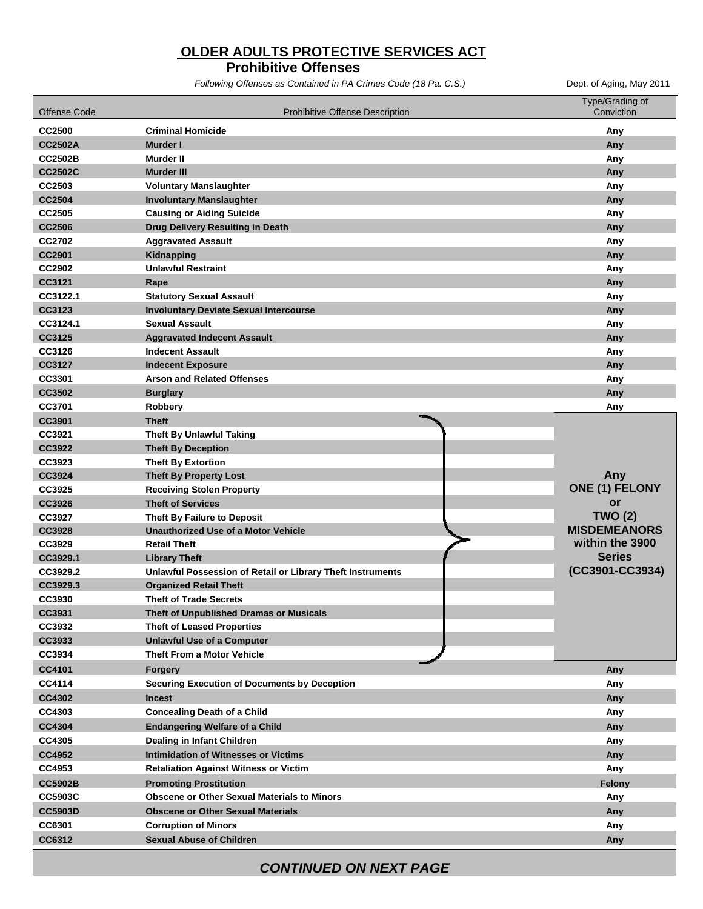# OLDER ADULTS PROTECTIVE SERVICES ACT

## Prohibitive Offenses

*Following Offenses as Contained in PA Crimes Code (18 Pa. C.S.)*

Dept. of Aging, May 2011

| Offense Code | Prohibitive Offense Description | Type/Grading of Conviction |
|---|---|---|
| CC2500 | Criminal Homicide | Any |
| CC2502A | Murder I | Any |
| CC2502B | Murder II | Any |
| CC2502C | Murder III | Any |
| CC2503 | Voluntary Manslaughter | Any |
| CC2504 | Involuntary Manslaughter | Any |
| CC2505 | Causing or Aiding Suicide | Any |
| CC2506 | Drug Delivery Resulting in Death | Any |
| CC2702 | Aggravated Assault | Any |
| CC2901 | Kidnapping | Any |
| CC2902 | Unlawful Restraint | Any |
| CC3121 | Rape | Any |
| CC3122.1 | Statutory Sexual Assault | Any |
| CC3123 | Involuntary Deviate Sexual Intercourse | Any |
| CC3124.1 | Sexual Assault | Any |
| CC3125 | Aggravated Indecent Assault | Any |
| CC3126 | Indecent Assault | Any |
| CC3127 | Indecent Exposure | Any |
| CC3301 | Arson and Related Offenses | Any |
| CC3502 | Burglary | Any |
| CC3701 | Robbery | Any |
| CC3901 | Theft | Any ONE (1) FELONY or TWO (2) MISDEMEANORS within the 3900 Series (CC3901-CC3934) |
| CC3921 | Theft By Unlawful Taking | |
| CC3922 | Theft By Deception | |
| CC3923 | Theft By Extortion | |
| CC3924 | Theft By Property Lost | |
| CC3925 | Receiving Stolen Property | |
| CC3926 | Theft of Services | |
| CC3927 | Theft By Failure to Deposit | |
| CC3928 | Unauthorized Use of a Motor Vehicle | |
| CC3929 | Retail Theft | |
| CC3929.1 | Library Theft | |
| CC3929.2 | Unlawful Possession of Retail or Library Theft Instruments | |
| CC3929.3 | Organized Retail Theft | |
| CC3930 | Theft of Trade Secrets | |
| CC3931 | Theft of Unpublished Dramas or Musicals | |
| CC3932 | Theft of Leased Properties | |
| CC3933 | Unlawful Use of a Computer | |
| CC3934 | Theft From a Motor Vehicle | |
| CC4101 | Forgery | Any |
| CC4114 | Securing Execution of Documents by Deception | Any |
| CC4302 | Incest | Any |
| CC4303 | Concealing Death of a Child | Any |
| CC4304 | Endangering Welfare of a Child | Any |
| CC4305 | Dealing in Infant Children | Any |
| CC4952 | Intimidation of Witnesses or Victims | Any |
| CC4953 | Retaliation Against Witness or Victim | Any |
| CC5902B | Promoting Prostitution | Felony |
| CC5903C | Obscene or Other Sexual Materials to Minors | Any |
| CC5903D | Obscene or Other Sexual Materials | Any |
| CC6301 | Corruption of Minors | Any |
| CC6312 | Sexual Abuse of Children | Any |

***CONTINUED ON NEXT PAGE***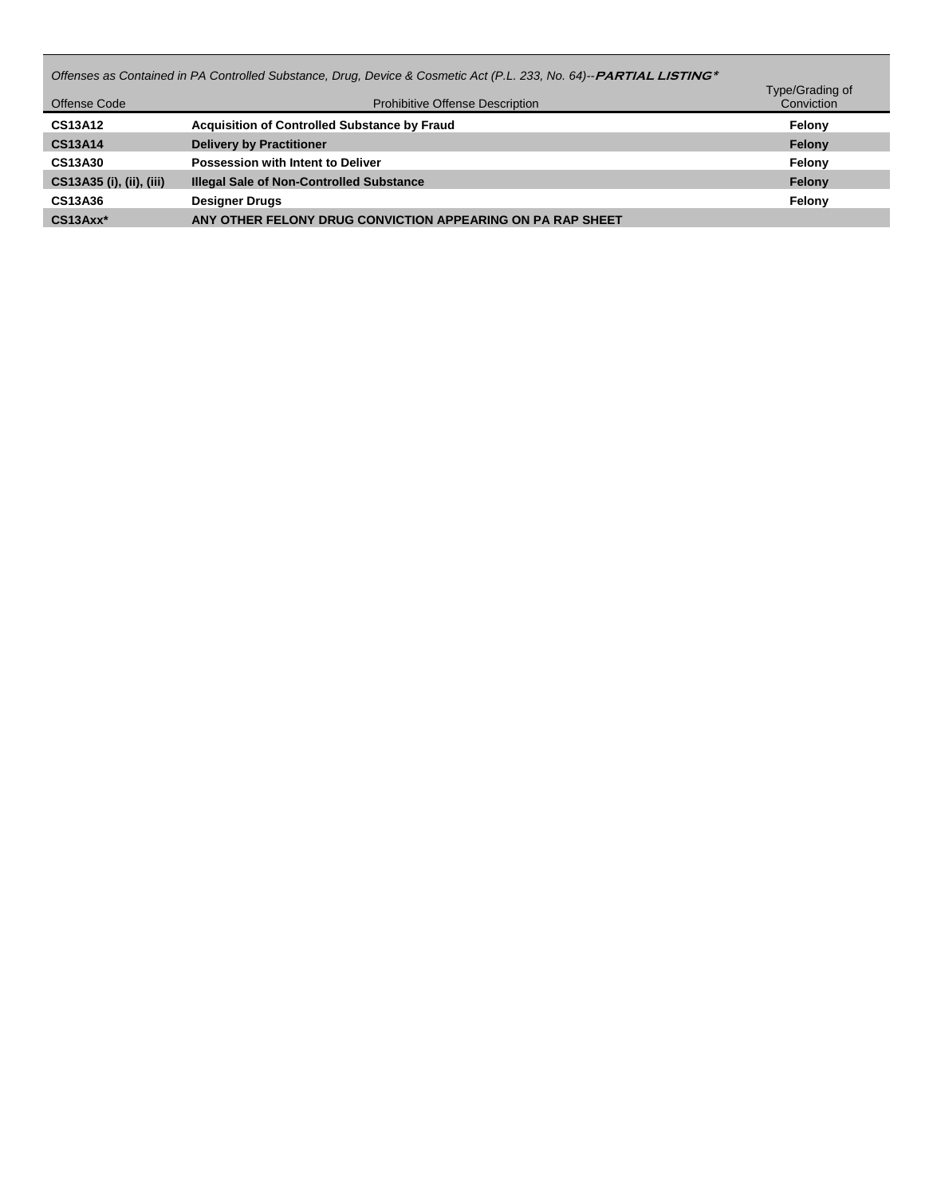*Offenses as Contained in PA Controlled Substance, Drug, Device & Cosmetic Act (P.L. 233, No. 64)--**PARTIAL LISTING***

| Offense Code | Prohibitive Offense Description | Type/Grading of Conviction |
|---|---|---|
| **CS13A12** | **Acquisition of Controlled Substance by Fraud** | **Felony** |
| **CS13A14** | **Delivery by Practitioner** | **Felony** |
| **CS13A30** | **Possession with Intent to Deliver** | **Felony** |
| **CS13A35 (i), (ii), (iii)** | **Illegal Sale of Non-Controlled Substance** | **Felony** |
| **CS13A36** | **Designer Drugs** | **Felony** |
| **CS13Axx*** | **ANY OTHER FELONY DRUG CONVICTION APPEARING ON PA RAP SHEET** | |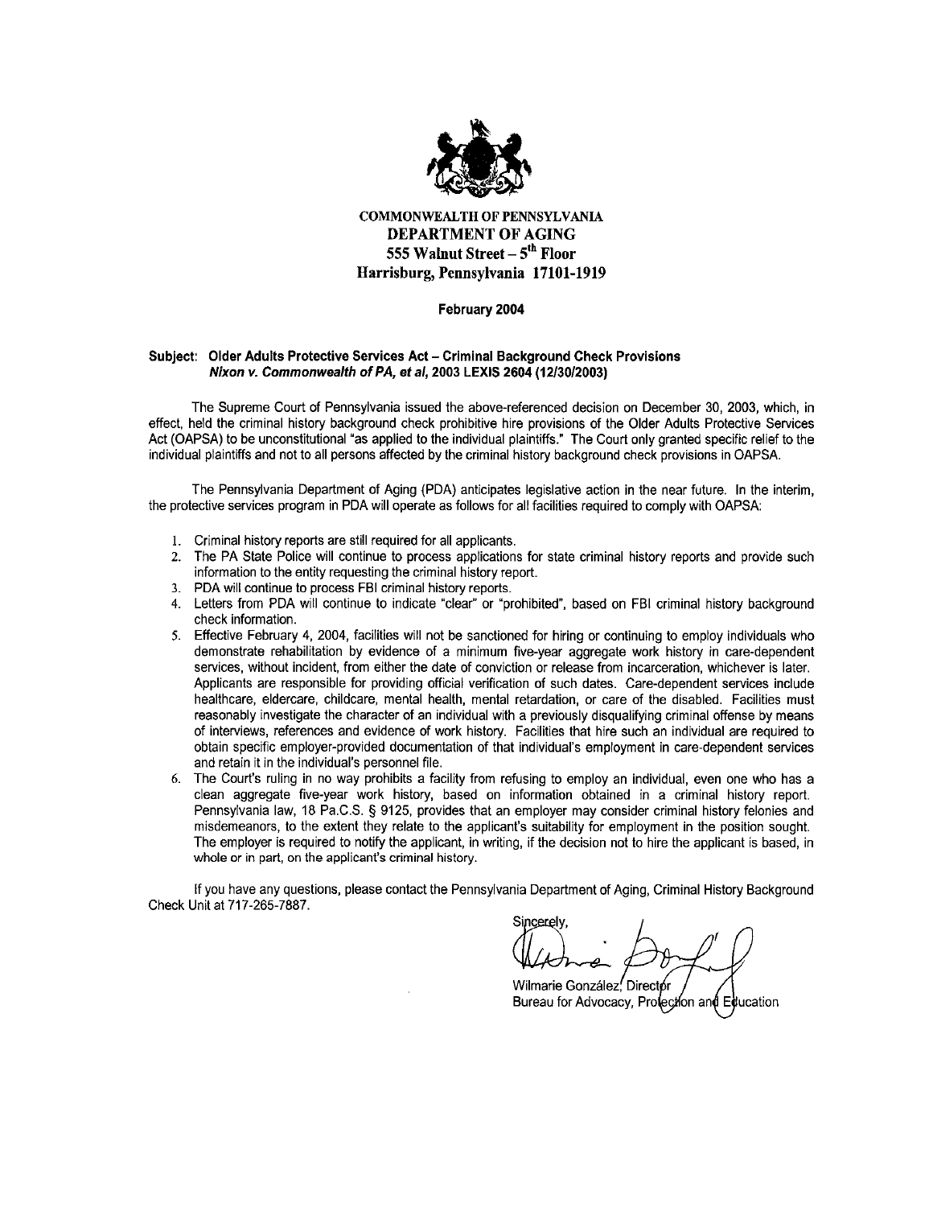**COMMONWEALTH OF PENNSYLVANIA**
**DEPARTMENT OF AGING**
**555 Walnut Street – 5th Floor**
**Harrisburg, Pennsylvania 17101-1919**

**February 2004**

**Subject: Older Adults Protective Services Act – Criminal Background Check Provisions**
***Nixon v. Commonwealth of PA, et al*, 2003 LEXIS 2604 (12/30/2003)**

The Supreme Court of Pennsylvania issued the above-referenced decision on December 30, 2003, which, in effect, held the criminal history background check prohibitive hire provisions of the Older Adults Protective Services Act (OAPSA) to be unconstitutional "as applied to the individual plaintiffs." The Court only granted specific relief to the individual plaintiffs and not to all persons affected by the criminal history background check provisions in OAPSA.

The Pennsylvania Department of Aging (PDA) anticipates legislative action in the near future. In the interim, the protective services program in PDA will operate as follows for all facilities required to comply with OAPSA:

1. Criminal history reports are still required for all applicants.
2. The PA State Police will continue to process applications for state criminal history reports and provide such information to the entity requesting the criminal history report.
3. PDA will continue to process FBI criminal history reports.
4. Letters from PDA will continue to indicate "clear" or "prohibited", based on FBI criminal history background check information.
5. Effective February 4, 2004, facilities will not be sanctioned for hiring or continuing to employ individuals who demonstrate rehabilitation by evidence of a minimum five-year aggregate work history in care-dependent services, without incident, from either the date of conviction or release from incarceration, whichever is later. Applicants are responsible for providing official verification of such dates. Care-dependent services include healthcare, eldercare, childcare, mental health, mental retardation, or care of the disabled. Facilities must reasonably investigate the character of an individual with a previously disqualifying criminal offense by means of interviews, references and evidence of work history. Facilities that hire such an individual are required to obtain specific employer-provided documentation of that individual's employment in care-dependent services and retain it in the individual's personnel file.
6. The Court's ruling in no way prohibits a facility from refusing to employ an individual, even one who has a clean aggregate five-year work history, based on information obtained in a criminal history report. Pennsylvania law, 18 Pa.C.S. § 9125, provides that an employer may consider criminal history felonies and misdemeanors, to the extent they relate to the applicant's suitability for employment in the position sought. The employer is required to notify the applicant, in writing, if the decision not to hire the applicant is based, in whole or in part, on the applicant's criminal history.

If you have any questions, please contact the Pennsylvania Department of Aging, Criminal History Background Check Unit at 717-265-7887.

Sincerely,

Wilmarie González, Director
Bureau for Advocacy, Protection and Education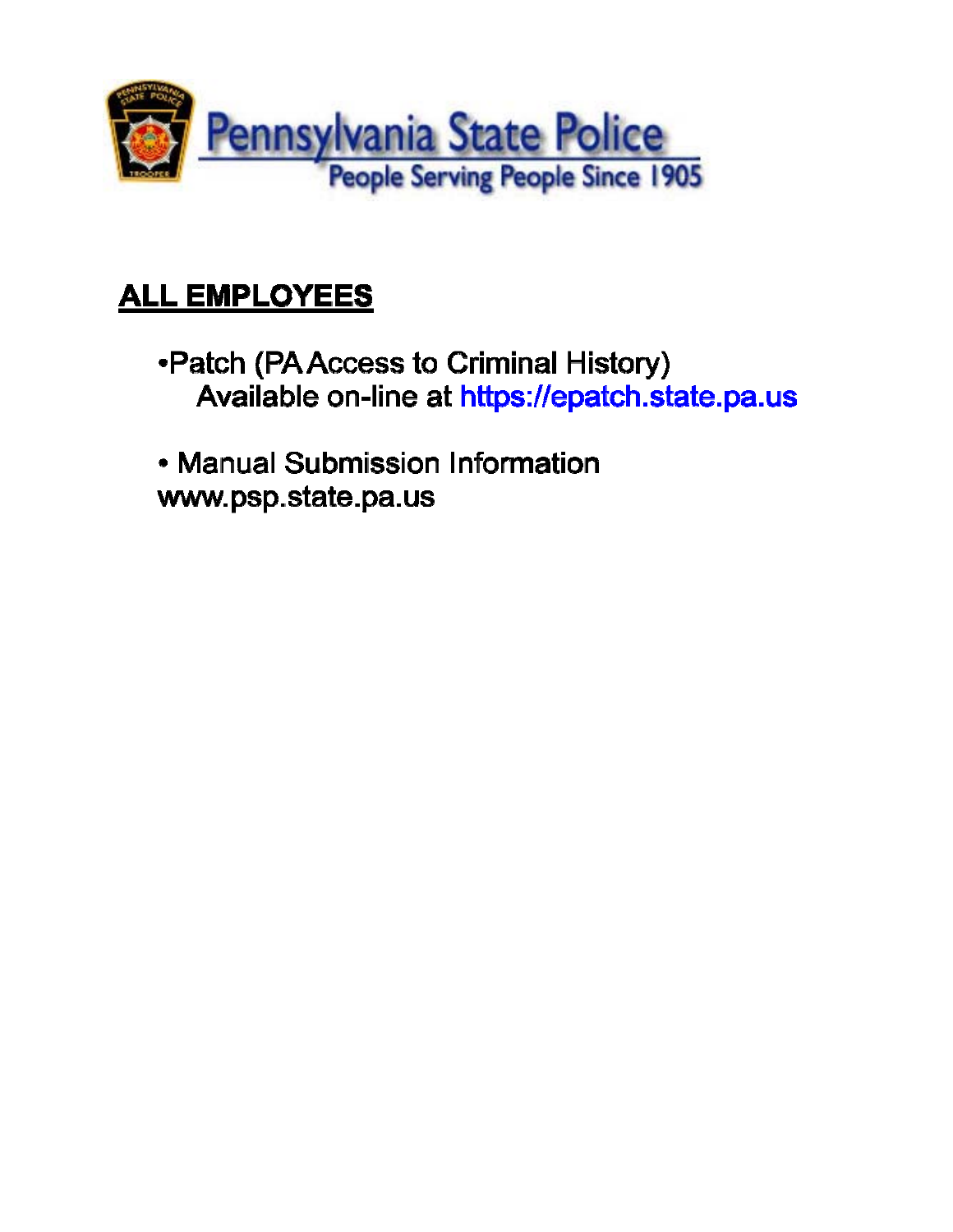Pennsylvania State Police

People Serving People Since 1905

**ALL EMPLOYEES**

- Patch (PA Access to Criminal History)
  Available on-line at https://epatch.state.pa.us

- Manual Submission Information
  www.psp.state.pa.us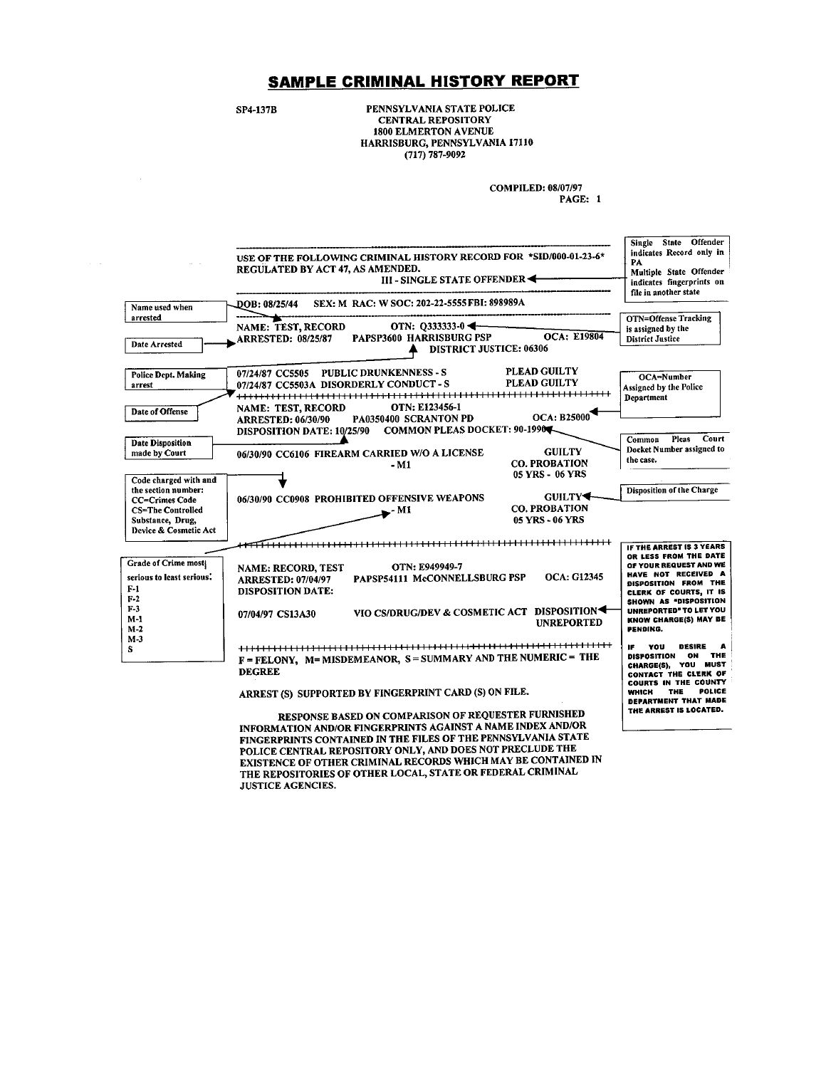# SAMPLE CRIMINAL HISTORY REPORT

SP4-137B

PENNSYLVANIA STATE POLICE
CENTRAL REPOSITORY
1800 ELMERTON AVENUE
HARRISBURG, PENNSYLVANIA 17110
(717) 787-9092

COMPILED: 08/07/97
PAGE: 1

---

USE OF THE FOLLOWING CRIMINAL HISTORY RECORD FOR *SID/000-01-23-6*
REGULATED BY ACT 47, AS AMENDED.
III - SINGLE STATE OFFENDER

> Single State Offender indicates Record only in PA
> Multiple State Offender indicates fingerprints on file in another state

---

DOB: 08/25/44 SEX: M RAC: W SOC: 202-22-5555 FBI: 898989A

---

> Name used when arrested

> OTN=Offense Tracking is assigned by the District Justice

NAME: TEST, RECORD OTN: Q333333-0
ARRESTED: 08/25/87 PAPSP3600 HARRISBURG PSP OCA: E19804
DISTRICT JUSTICE: 06306

> Date Arrested

> Police Dept. Making arrest

07/24/87 CC5505 PUBLIC DRUNKENNESS - S PLEAD GUILTY
07/24/87 CC5503A DISORDERLY CONDUCT - S PLEAD GUILTY

> OCA=Number Assigned by the Police Department

> Date of Offense

++++++++++++++++++++++++++++++++++++++++++++++++++++++++++++++++

NAME: TEST, RECORD OTN: E123456-1
ARRESTED: 06/30/90 PA0350400 SCRANTON PD OCA: B25000
DISPOSITION DATE: 10/25/90 COMMON PLEAS DOCKET: 90-1990

> Date Disposition made by Court

> Common Pleas Court Docket Number assigned to the case.

06/30/90 CC6106 FIREARM CARRIED W/O A LICENSE - M1 GUILTY
CO. PROBATION
05 YRS - 06 YRS

> Code charged with and the section number:
> CC=Crimes Code
> CS=The Controlled Substance, Drug, Device & Cosmetic Act

06/30/90 CC0908 PROHIBITED OFFENSIVE WEAPONS - M1 GUILTY
CO. PROBATION
05 YRS - 06 YRS

> Disposition of the Charge

++++++++++++++++++++++++++++++++++++++++++++++++++++++++++++++++

> Grade of Crime most serious to least serious:
> F-1
> F-2
> F-3
> M-1
> M-2
> M-3
> S

NAME: RECORD, TEST OTN: E949949-7
ARRESTED: 07/04/97 PAPSP54111 McCONNELLSBURG PSP OCA: G12345
DISPOSITION DATE:

07/04/97 CS13A30 VIO CS/DRUG/DEV & COSMETIC ACT DISPOSITION UNREPORTED

> IF THE ARREST IS 3 YEARS OR LESS FROM THE DATE OF YOUR REQUEST AND WE HAVE NOT RECEIVED A DISPOSITION FROM THE CLERK OF COURTS, IT IS SHOWN AS "DISPOSITION UNREPORTED" TO LET YOU KNOW CHARGE(S) MAY BE PENDING.

++++++++++++++++++++++++++++++++++++++++++++++++++++++++++++++++

F = FELONY, M= MISDEMEANOR, S = SUMMARY AND THE NUMERIC = THE DEGREE

> IF YOU DESIRE A DISPOSITION ON THE CHARGE(S), YOU MUST CONTACT THE CLERK OF COURTS IN THE COUNTY WHICH THE POLICE DEPARTMENT THAT MADE THE ARREST IS LOCATED.

ARREST (S) SUPPORTED BY FINGERPRINT CARD (S) ON FILE.

RESPONSE BASED ON COMPARISON OF REQUESTER FURNISHED INFORMATION AND/OR FINGERPRINTS AGAINST A NAME INDEX AND/OR FINGERPRINTS CONTAINED IN THE FILES OF THE PENNSYLVANIA STATE POLICE CENTRAL REPOSITORY ONLY, AND DOES NOT PRECLUDE THE EXISTENCE OF OTHER CRIMINAL RECORDS WHICH MAY BE CONTAINED IN THE REPOSITORIES OF OTHER LOCAL, STATE OR FEDERAL CRIMINAL JUSTICE AGENCIES.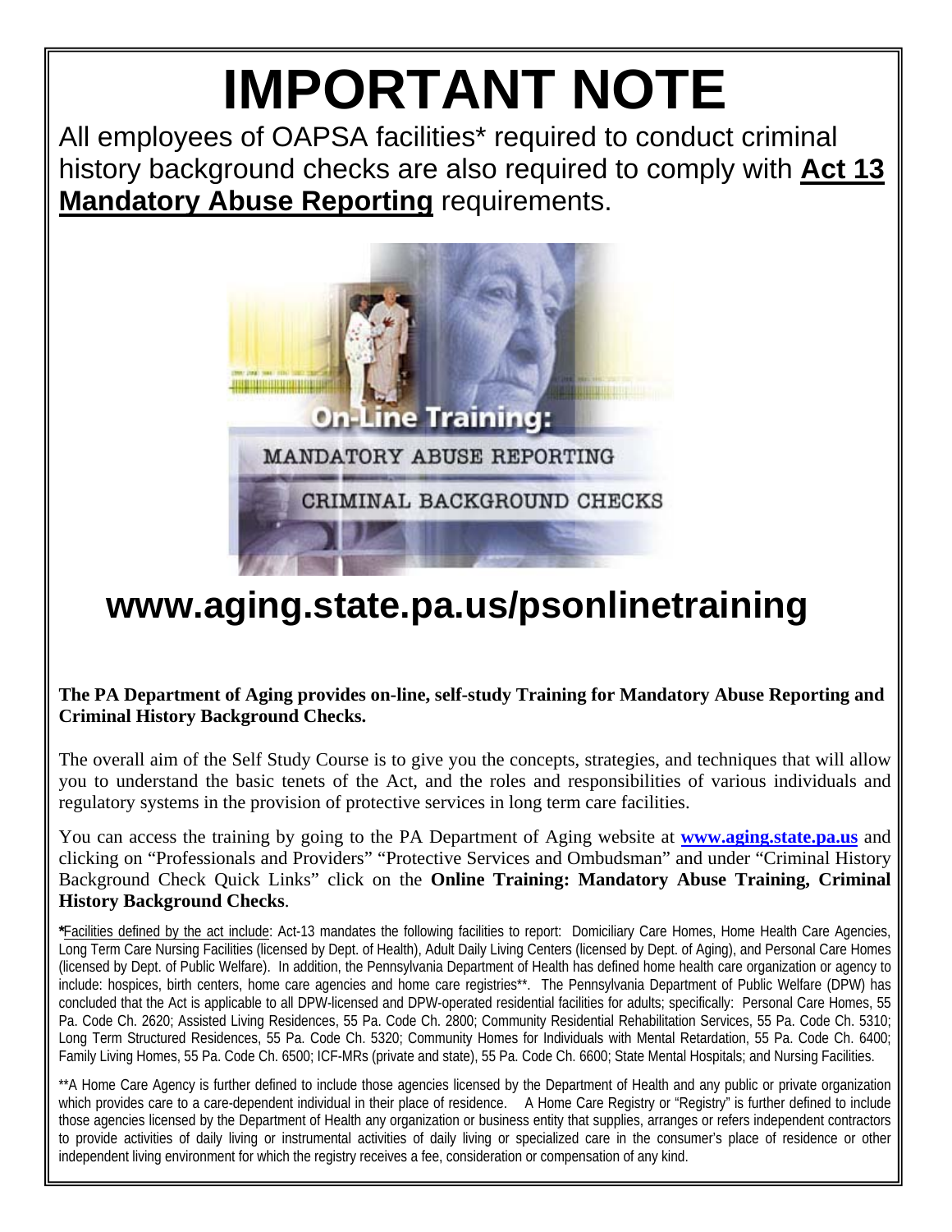# IMPORTANT NOTE

All employees of OAPSA facilities* required to conduct criminal history background checks are also required to comply with **Act 13 Mandatory Abuse Reporting** requirements.

On-Line Training:

MANDATORY ABUSE REPORTING

CRIMINAL BACKGROUND CHECKS

## www.aging.state.pa.us/psonlinetraining

**The PA Department of Aging provides on-line, self-study Training for Mandatory Abuse Reporting and Criminal History Background Checks.**

The overall aim of the Self Study Course is to give you the concepts, strategies, and techniques that will allow you to understand the basic tenets of the Act, and the roles and responsibilities of various individuals and regulatory systems in the provision of protective services in long term care facilities.

You can access the training by going to the PA Department of Aging website at **www.aging.state.pa.us** and clicking on "Professionals and Providers" "Protective Services and Ombudsman" and under "Criminal History Background Check Quick Links" click on the **Online Training: Mandatory Abuse Training, Criminal History Background Checks**.

*Facilities defined by the act include: Act-13 mandates the following facilities to report: Domiciliary Care Homes, Home Health Care Agencies, Long Term Care Nursing Facilities (licensed by Dept. of Health), Adult Daily Living Centers (licensed by Dept. of Aging), and Personal Care Homes (licensed by Dept. of Public Welfare). In addition, the Pennsylvania Department of Health has defined home health care organization or agency to include: hospices, birth centers, home care agencies and home care registries**. The Pennsylvania Department of Public Welfare (DPW) has concluded that the Act is applicable to all DPW-licensed and DPW-operated residential facilities for adults; specifically: Personal Care Homes, 55 Pa. Code Ch. 2620; Assisted Living Residences, 55 Pa. Code Ch. 2800; Community Residential Rehabilitation Services, 55 Pa. Code Ch. 5310; Long Term Structured Residences, 55 Pa. Code Ch. 5320; Community Homes for Individuals with Mental Retardation, 55 Pa. Code Ch. 6400; Family Living Homes, 55 Pa. Code Ch. 6500; ICF-MRs (private and state), 55 Pa. Code Ch. 6600; State Mental Hospitals; and Nursing Facilities.

**A Home Care Agency is further defined to include those agencies licensed by the Department of Health and any public or private organization which provides care to a care-dependent individual in their place of residence. A Home Care Registry or "Registry" is further defined to include those agencies licensed by the Department of Health any organization or business entity that supplies, arranges or refers independent contractors to provide activities of daily living or instrumental activities of daily living or specialized care in the consumer's place of residence or other independent living environment for which the registry receives a fee, consideration or compensation of any kind.